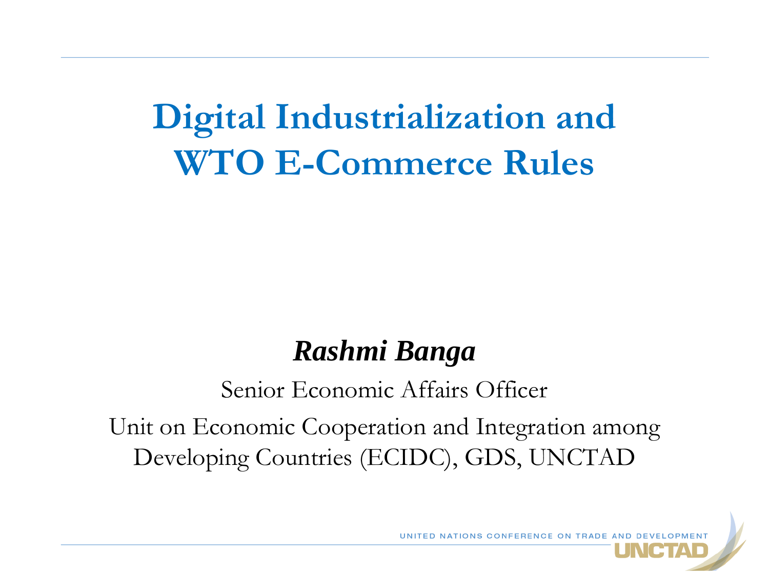# Digital Industrialization and WTO E-Commerce Rules

***Rashmi Banga***

Senior Economic Affairs Officer

Unit on Economic Cooperation and Integration among Developing Countries (ECIDC), GDS, UNCTAD

UNITED NATIONS CONFERENCE ON TRADE AND DEVELOPMENT

UNCTAD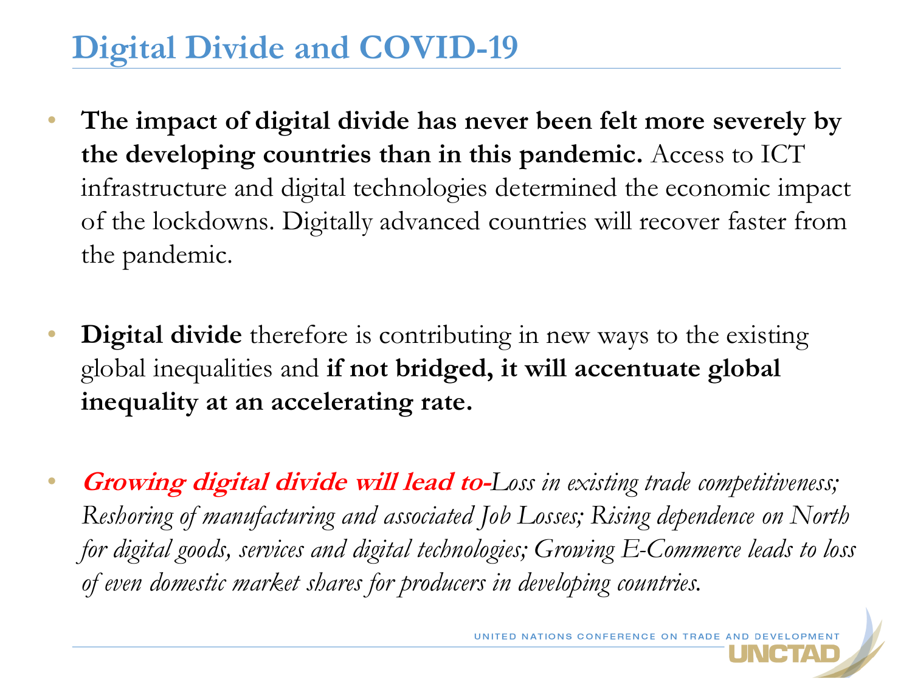# Digital Divide and COVID-19

- **The impact of digital divide has never been felt more severely by the developing countries than in this pandemic.** Access to ICT infrastructure and digital technologies determined the economic impact of the lockdowns. Digitally advanced countries will recover faster from the pandemic.

- **Digital divide** therefore is contributing in new ways to the existing global inequalities and **if not bridged, it will accentuate global inequality at an accelerating rate.**

- ***Growing digital divide will lead to-****Loss in existing trade competitiveness; Reshoring of manufacturing and associated Job Losses; Rising dependence on North for digital goods, services and digital technologies; Growing E-Commerce leads to loss of even domestic market shares for producers in developing countries.*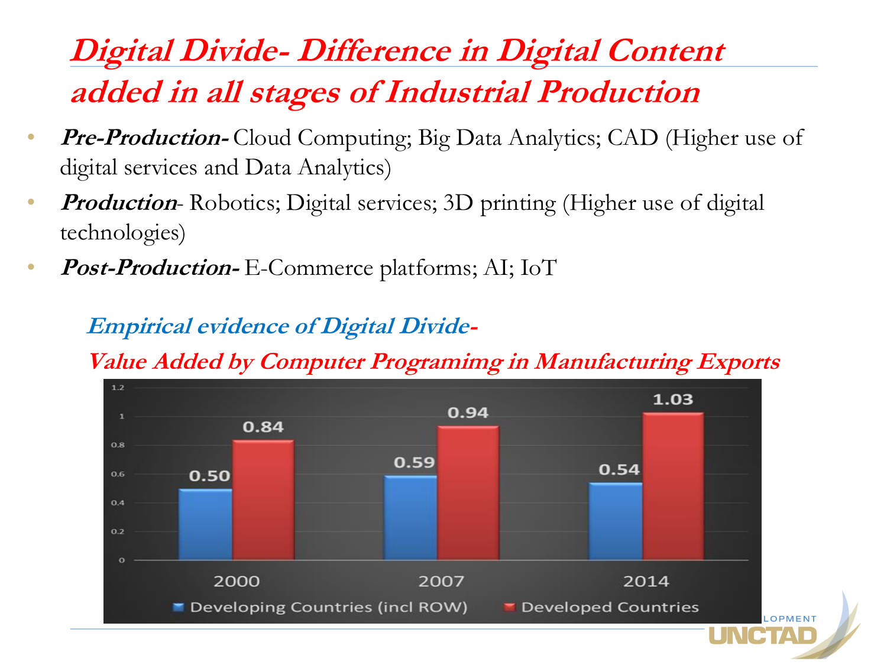# *Digital Divide- Difference in Digital Content added in all stages of Industrial Production*

- ***Pre-Production-*** Cloud Computing; Big Data Analytics; CAD (Higher use of digital services and Data Analytics)
- ***Production***- Robotics; Digital services; 3D printing (Higher use of digital technologies)
- ***Post-Production-*** E-Commerce platforms; AI; IoT

***Empirical evidence of Digital Divide-***

***Value Added by Computer Programimg in Manufacturing Exports***

| Year | Developing Countries (incl ROW) | Developed Countries |
|---|---|---|
| 2000 | 0.50 | 0.84 |
| 2007 | 0.59 | 0.94 |
| 2014 | 0.54 | 1.03 |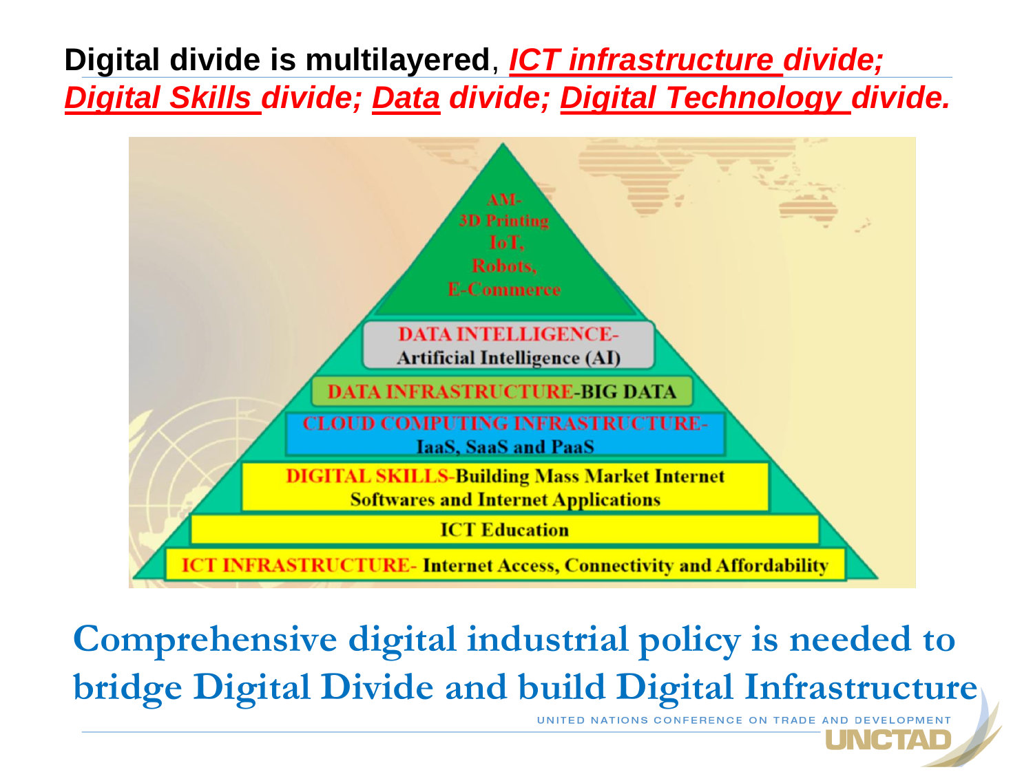**Digital divide is multilayered**, ***ICT infrastructure divide; Digital Skills divide; Data divide; Digital Technology divide.***

AM-
3D Printing
IoT,
Robots,
E-Commerce

DATA INTELLIGENCE-
Artificial Intelligence (AI)

DATA INFRASTRUCTURE-BIG DATA

CLOUD COMPUTING INFRASTRUCTURE-
IaaS, SaaS and PaaS

DIGITAL SKILLS-Building Mass Market Internet Softwares and Internet Applications

ICT Education

ICT INFRASTRUCTURE- Internet Access, Connectivity and Affordability

**Comprehensive digital industrial policy is needed to bridge Digital Divide and build Digital Infrastructure**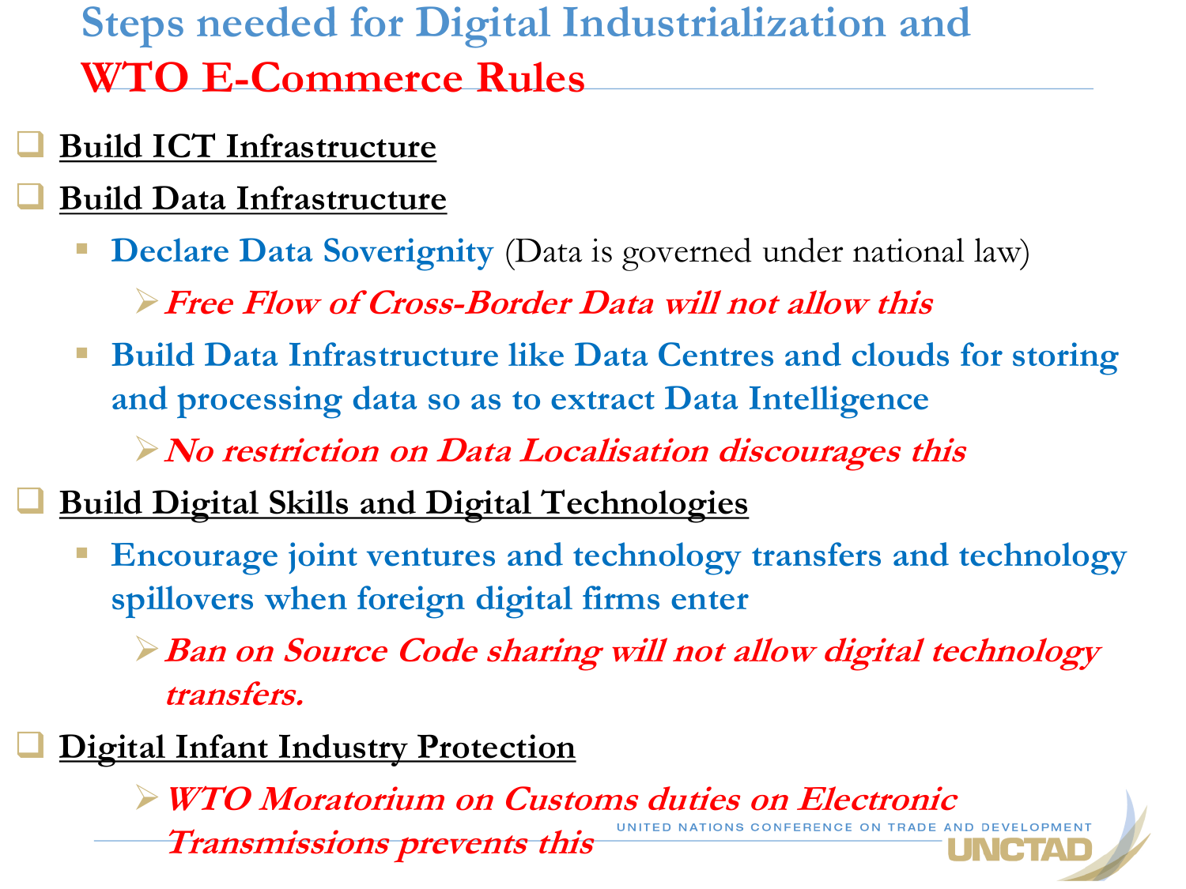# Steps needed for Digital Industrialization and WTO E-Commerce Rules

- **Build ICT Infrastructure**
- **Build Data Infrastructure**
  - **Declare Data Soverignity** (Data is governed under national law)
    - ***Free Flow of Cross-Border Data will not allow this***
  - **Build Data Infrastructure like Data Centres and clouds for storing and processing data so as to extract Data Intelligence**
    - ***No restriction on Data Localisation discourages this***
- **Build Digital Skills and Digital Technologies**
  - **Encourage joint ventures and technology transfers and technology spillovers when foreign digital firms enter**
    - ***Ban on Source Code sharing will not allow digital technology transfers.***
- **Digital Infant Industry Protection**
  - ***WTO Moratorium on Customs duties on Electronic Transmissions prevents this***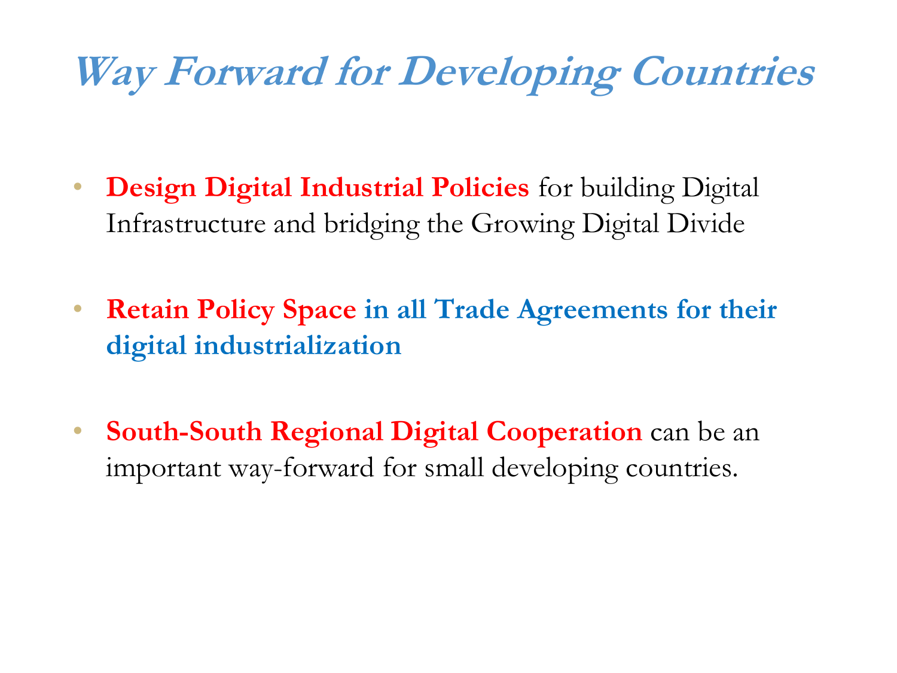# *Way Forward for Developing Countries*

- **Design Digital Industrial Policies** for building Digital Infrastructure and bridging the Growing Digital Divide

- **Retain Policy Space in all Trade Agreements for their digital industrialization**

- **South-South Regional Digital Cooperation** can be an important way-forward for small developing countries.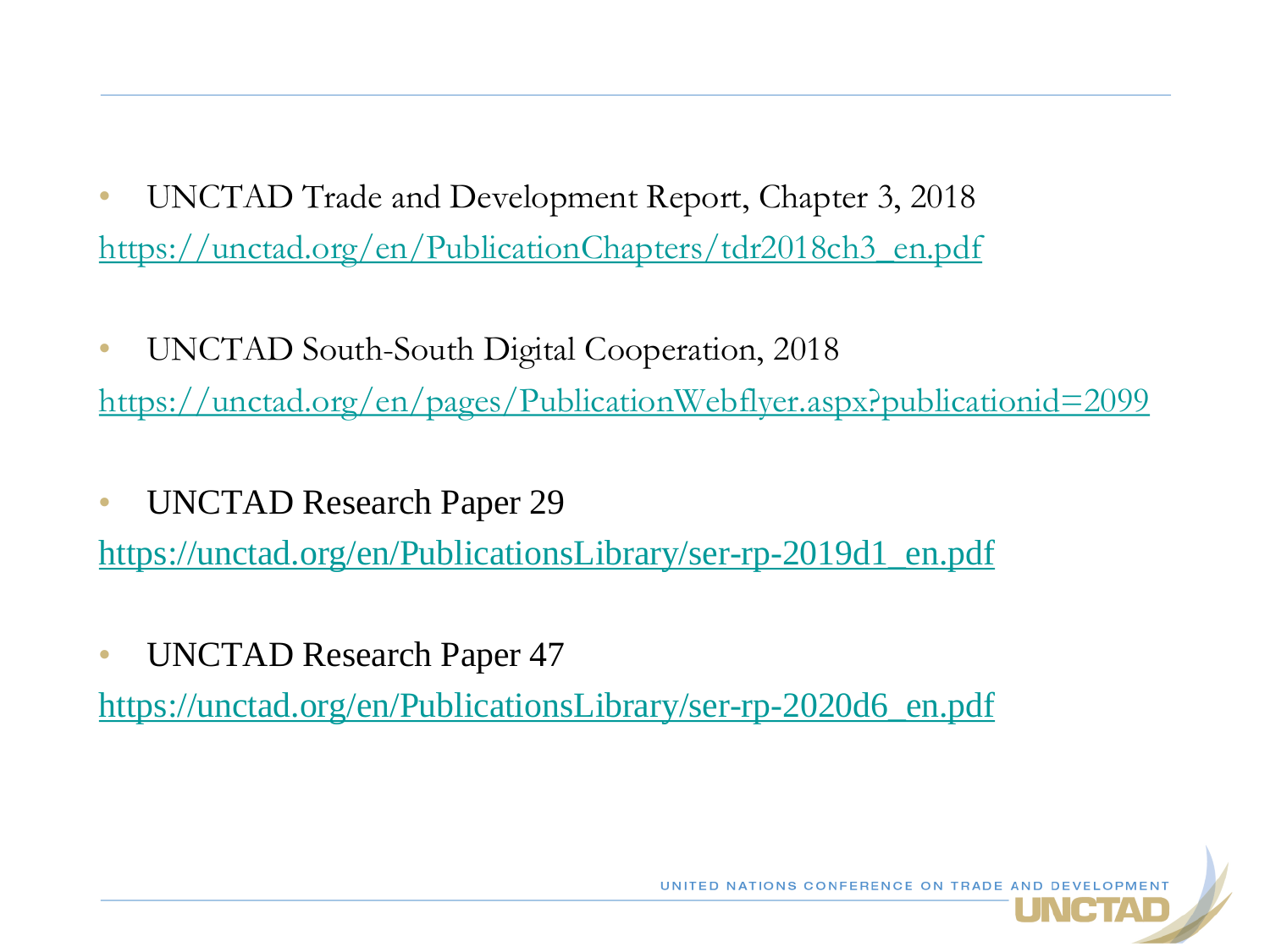- UNCTAD Trade and Development Report, Chapter 3, 2018

https://unctad.org/en/PublicationChapters/tdr2018ch3_en.pdf

- UNCTAD South-South Digital Cooperation, 2018

https://unctad.org/en/pages/PublicationWebflyer.aspx?publicationid=2099

- UNCTAD Research Paper 29

https://unctad.org/en/PublicationsLibrary/ser-rp-2019d1_en.pdf

- UNCTAD Research Paper 47

https://unctad.org/en/PublicationsLibrary/ser-rp-2020d6_en.pdf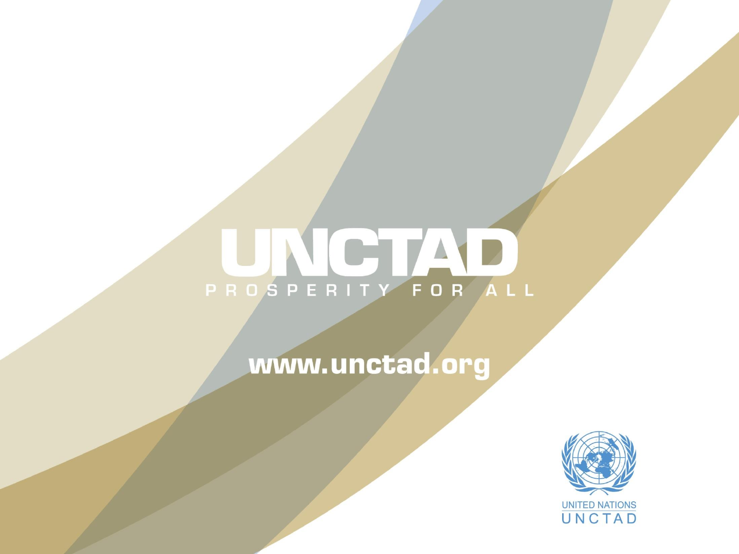UNCTAD

PROSPERITY FOR ALL

www.unctad.org

UNITED NATIONS
UNCTAD